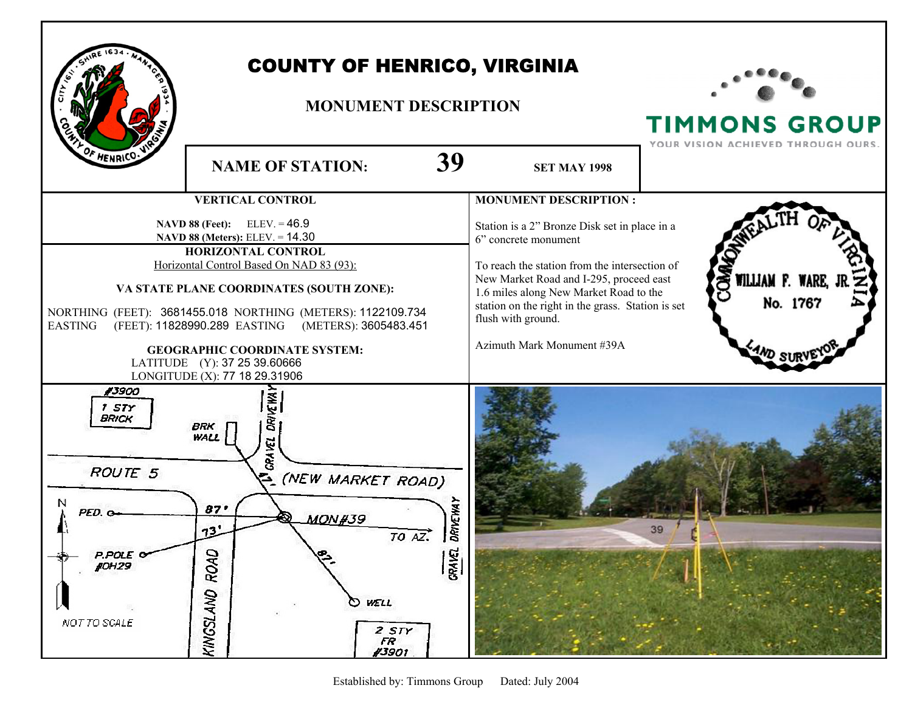# COUNTY OF HENRICO, VIRGINIA

## MONUMENT DESCRIPTION

**NAME OF STATION:** **39** **SET MAY 1998**

### VERTICAL CONTROL

**NAVD 88 (Feet):** ELEV. = 46.9
**NAVD 88 (Meters):** ELEV. = 14.30

### HORIZONTAL CONTROL

Horizontal Control Based On NAD 83 (93):

**VA STATE PLANE COORDINATES (SOUTH ZONE):**

NORTHING (FEET): 3681455.018 NORTHING (METERS): 1122109.734
EASTING (FEET): 11828990.289 EASTING (METERS): 3605483.451

**GEOGRAPHIC COORDINATE SYSTEM:**

LATITUDE (Y): 37 25 39.60666
LONGITUDE (X): 77 18 29.31906

### MONUMENT DESCRIPTION :

Station is a 2" Bronze Disk set in place in a 6" concrete monument

To reach the station from the intersection of New Market Road and I-295, proceed east 1.6 miles along New Market Road to the station on the right in the grass. Station is set flush with ground.

Azimuth Mark Monument #39A

COMMONWEALTH OF VIRGINIA
WILLIAM F. WARE, JR.
No. 1767
LAND SURVEYOR

#3900 1 STY BRICK
BRK WALL
GRAVEL DRIVEWAY
ROUTE 5 (NEW MARKET ROAD)
N
PED.
87'
MON#39
73'
TO AZ.
GRAVEL DRIVEWAY
P.POLE #OH29
KINGSLAND ROAD
87'
WELL
NOT TO SCALE
2 STY FR #3901

Established by: Timmons Group Dated: July 2004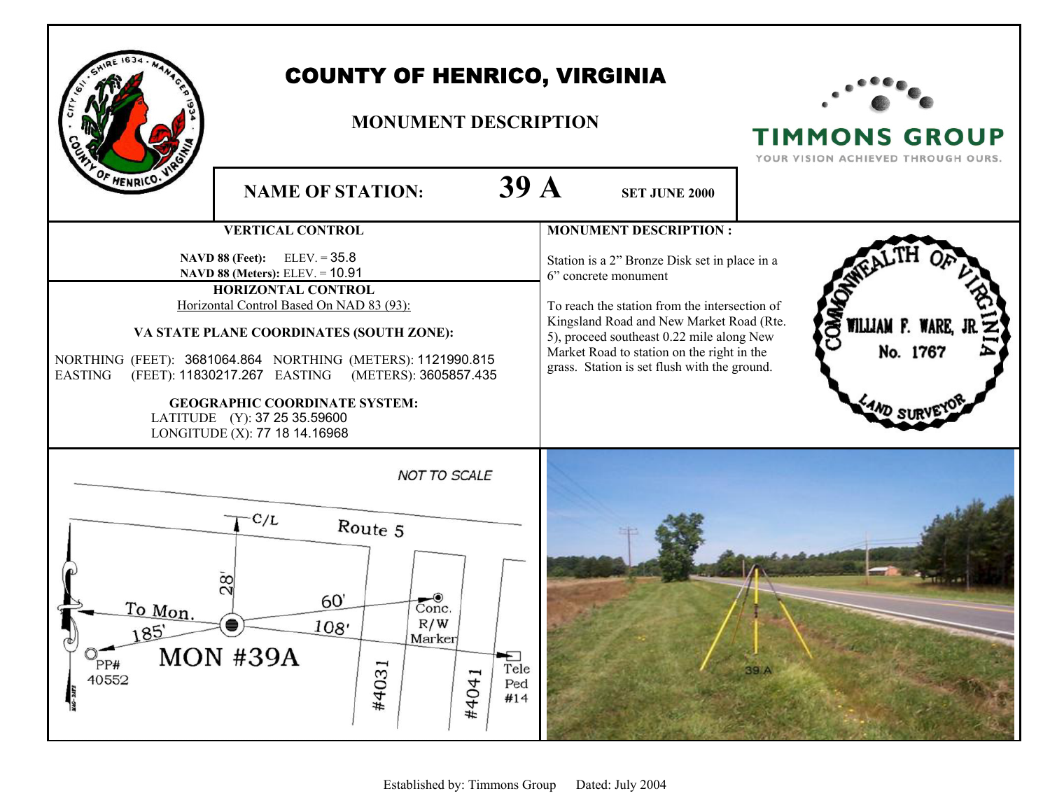# COUNTY OF HENRICO, VIRGINIA

## MONUMENT DESCRIPTION

TIMMONS GROUP
YOUR VISION ACHIEVED THROUGH OURS.

**NAME OF STATION:** **39 A** **SET JUNE 2000**

### VERTICAL CONTROL

**NAVD 88 (Feet):** ELEV. = 35.8
**NAVD 88 (Meters):** ELEV. = 10.91

### HORIZONTAL CONTROL

Horizontal Control Based On NAD 83 (93):

**VA STATE PLANE COORDINATES (SOUTH ZONE):**

NORTHING (FEET): 3681064.864 NORTHING (METERS): 1121990.815
EASTING (FEET): 11830217.267 EASTING (METERS): 3605857.435

**GEOGRAPHIC COORDINATE SYSTEM:**

LATITUDE (Y): 37 25 35.59600
LONGITUDE (X): 77 18 14.16968

### MONUMENT DESCRIPTION :

Station is a 2" Bronze Disk set in place in a 6" concrete monument

To reach the station from the intersection of Kingsland Road and New Market Road (Rte. 5), proceed southeast 0.22 mile along New Market Road to station on the right in the grass. Station is set flush with the ground.

COMMONWEALTH OF VIRGINIA
WILLIAM F. WARE, JR.
No. 1767
LAND SURVEYOR

NOT TO SCALE

C/L
Route 5
28'
60'
To Mon.
185'
108'
Conc. R/W Marker
PP# 40552
MON #39A
#4031
#4041
Tele Ped #14

39 A

Established by: Timmons Group Dated: July 2004